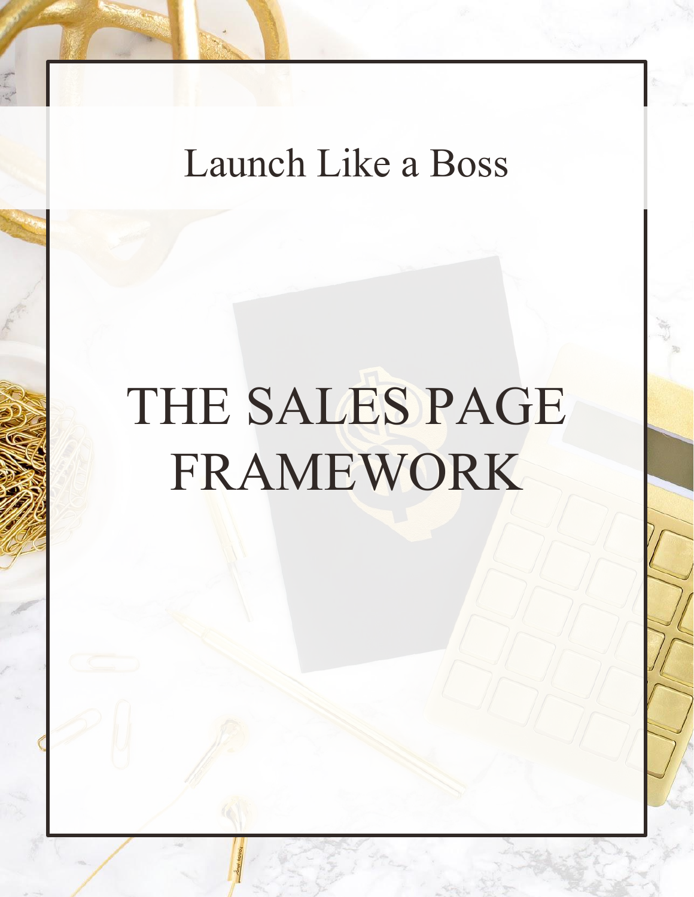Launch Like a Boss

# THE SALES PAGE FRAMEWORK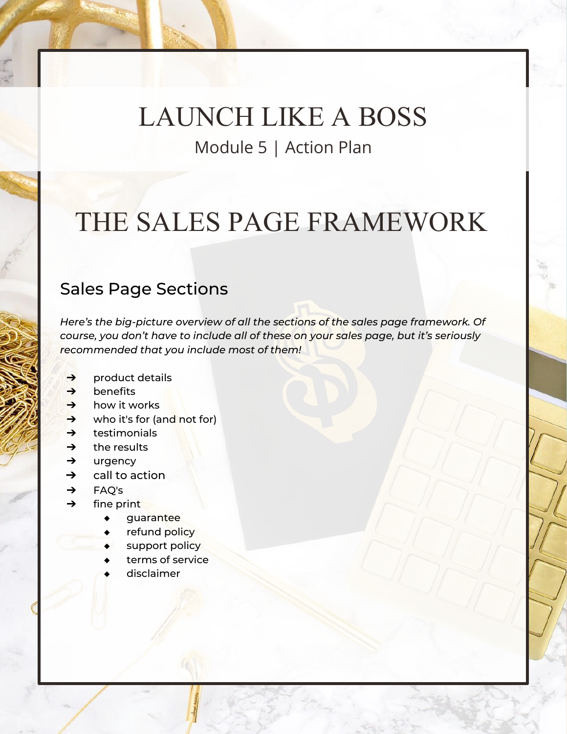# LAUNCH LIKE A BOSS

Module 5 | Action Plan

# THE SALES PAGE FRAMEWORK

## Sales Page Sections

*Here's the big-picture overview of all the sections of the sales page framework. Of course, you don't have to include all of these on your sales page, but it's seriously recommended that you include most of them!*

- product details
- benefits
- how it works
- who it's for (and not for)
- testimonials
- the results
- urgency
- call to action
- FAQ's
- fine print
  - guarantee
  - refund policy
  - support policy
  - terms of service
  - disclaimer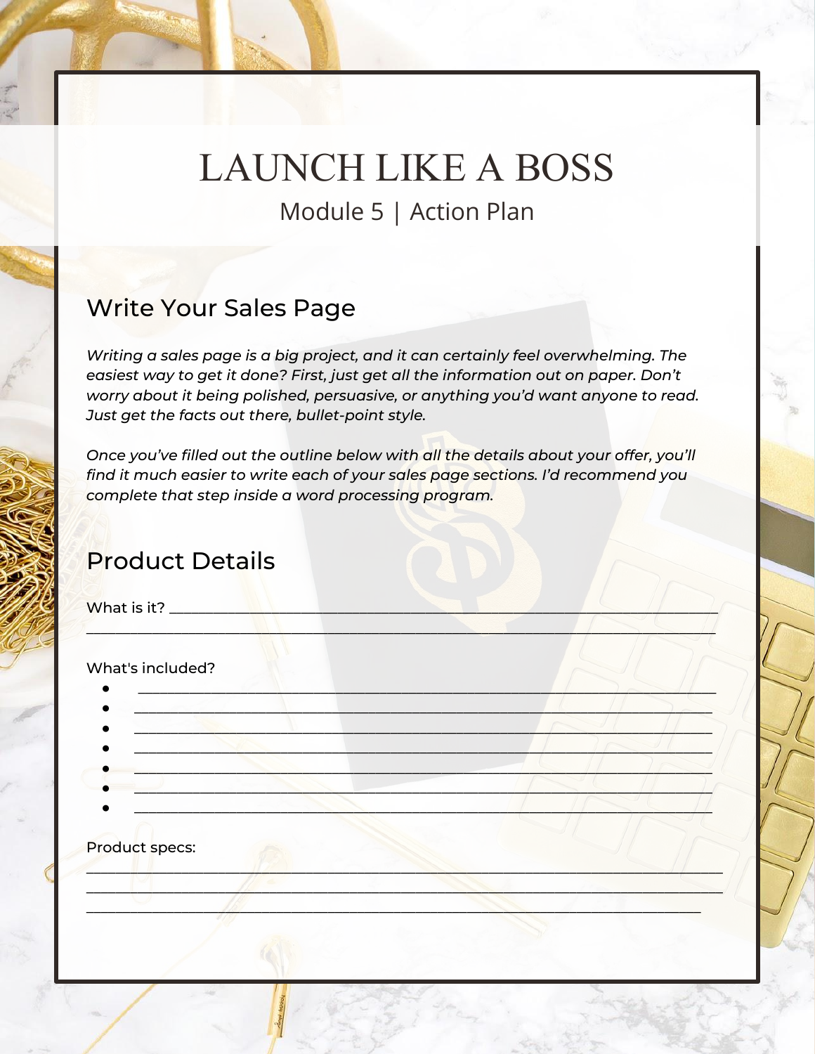# LAUNCH LIKE A BOSS

Module 5 | Action Plan

## Write Your Sales Page

*Writing a sales page is a big project, and it can certainly feel overwhelming. The easiest way to get it done? First, just get all the information out on paper. Don't worry about it being polished, persuasive, or anything you'd want anyone to read. Just get the facts out there, bullet-point style.*

*Once you've filled out the outline below with all the details about your offer, you'll find it much easier to write each of your sales page sections. I'd recommend you complete that step inside a word processing program.*

## Product Details

What is it? ______________________________________________________________
______________________________________________________________________

What's included?

- ______________________________________________________________
- ______________________________________________________________
- ______________________________________________________________
- ______________________________________________________________
- ______________________________________________________________
- ______________________________________________________________
- ______________________________________________________________

Product specs:

______________________________________________________________________
______________________________________________________________________
______________________________________________________________________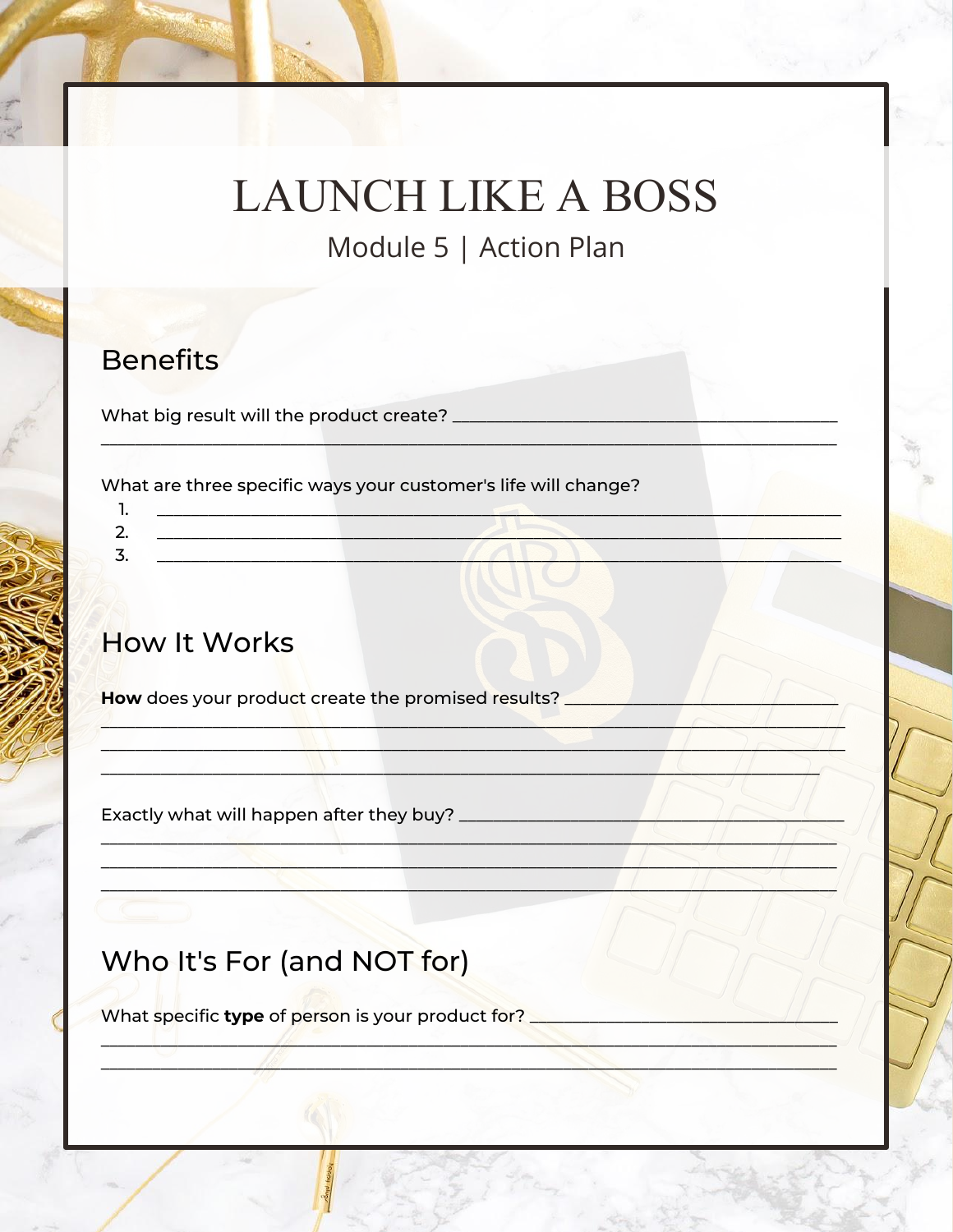# LAUNCH LIKE A BOSS

Module 5 | Action Plan

## Benefits

What big result will the product create? ___________________________________________

_______________________________________________________________________________

What are three specific ways your customer's life will change?

1. ___________________________________________________________________________
2. ___________________________________________________________________________
3. ___________________________________________________________________________

## How It Works

**How** does your product create the promised results? ___________________________

_______________________________________________________________________________

_______________________________________________________________________________

_______________________________________________________________________________

Exactly what will happen after they buy? ______________________________________

_______________________________________________________________________________

_______________________________________________________________________________

_______________________________________________________________________________

## Who It's For (and NOT for)

What specific **type** of person is your product for? _____________________________

_______________________________________________________________________________

_______________________________________________________________________________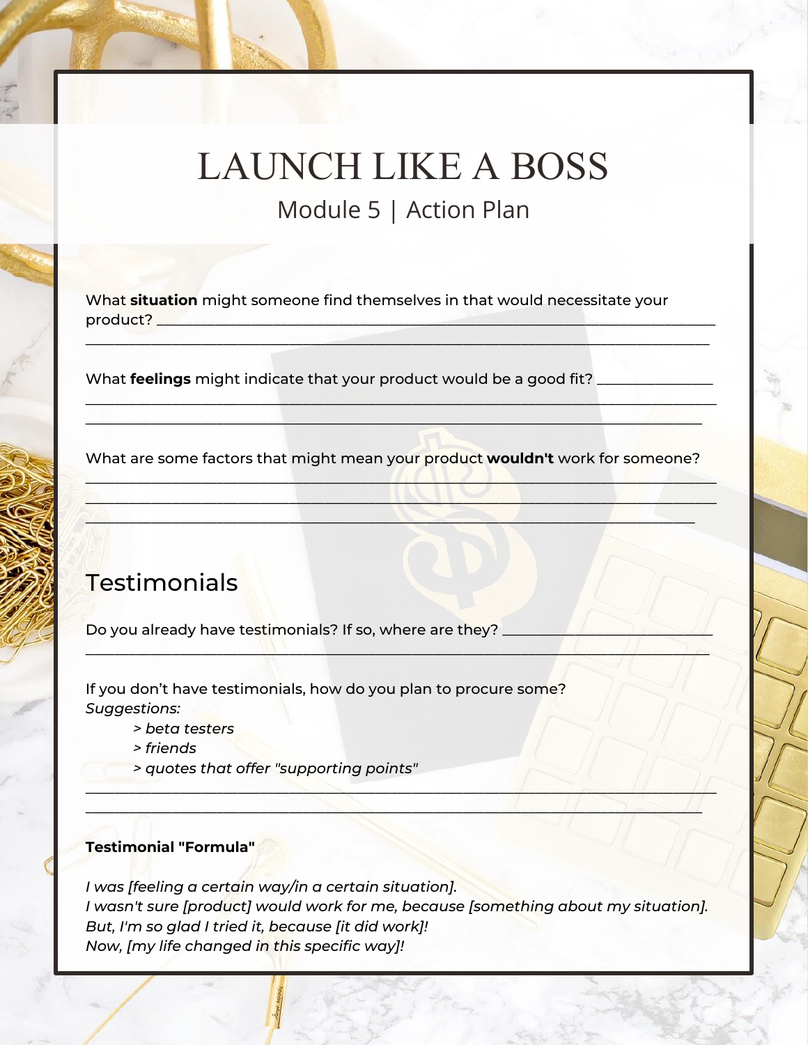# LAUNCH LIKE A BOSS

## Module 5 | Action Plan

What **situation** might someone find themselves in that would necessitate your product? ____________________________________________________________________________
____________________________________________________________________________

What **feelings** might indicate that your product would be a good fit? _______________
____________________________________________________________________________
____________________________________________________________________________

What are some factors that might mean your product **wouldn't** work for someone?
____________________________________________________________________________
____________________________________________________________________________
____________________________________________________________________________

## Testimonials

Do you already have testimonials? If so, where are they? ___________________________
____________________________________________________________________________

If you don't have testimonials, how do you plan to procure some?
*Suggestions:*

> *> beta testers*
> *> friends*
> *> quotes that offer "supporting points"*

____________________________________________________________________________
____________________________________________________________________________

**Testimonial "Formula"**

*I was [feeling a certain way/in a certain situation].*
*I wasn't sure [product] would work for me, because [something about my situation].*
*But, I'm so glad I tried it, because [it did work]!*
*Now, [my life changed in this specific way]!*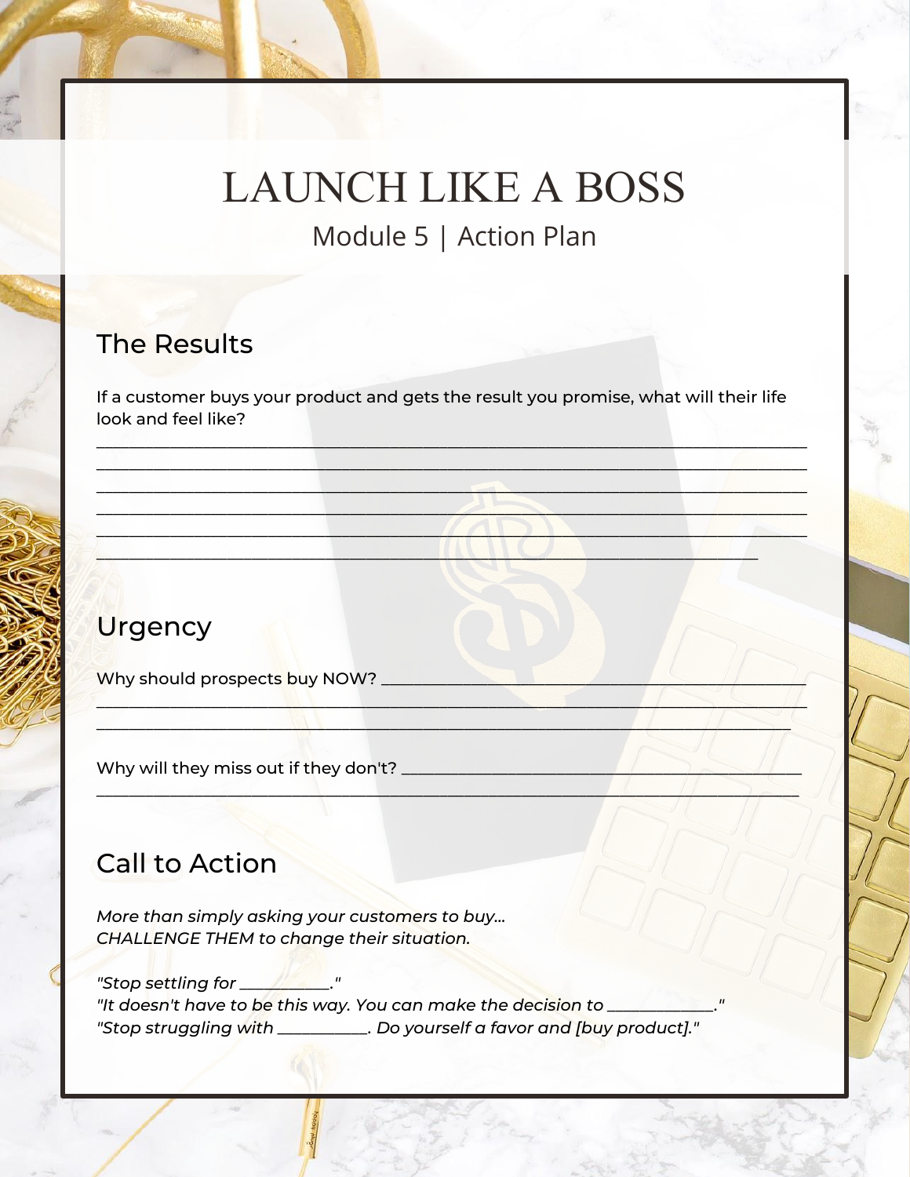# LAUNCH LIKE A BOSS

Module 5 | Action Plan

## The Results

If a customer buys your product and gets the result you promise, what will their life look and feel like?

______________________________________________________________________________
______________________________________________________________________________
______________________________________________________________________________
______________________________________________________________________________
______________________________________________________________________________
_________________________________________________________________________

## Urgency

Why should prospects buy NOW? _____________________________________________
______________________________________________________________________________
____________________________________________________________________________

Why will they miss out if they don't? __________________________________________
_____________________________________________________________________________

## Call to Action

*More than simply asking your customers to buy...*
*CHALLENGE THEM to change their situation.*

*"Stop settling for __________."*
*"It doesn't have to be this way. You can make the decision to ___________."*
*"Stop struggling with __________. Do yourself a favor and [buy product]."*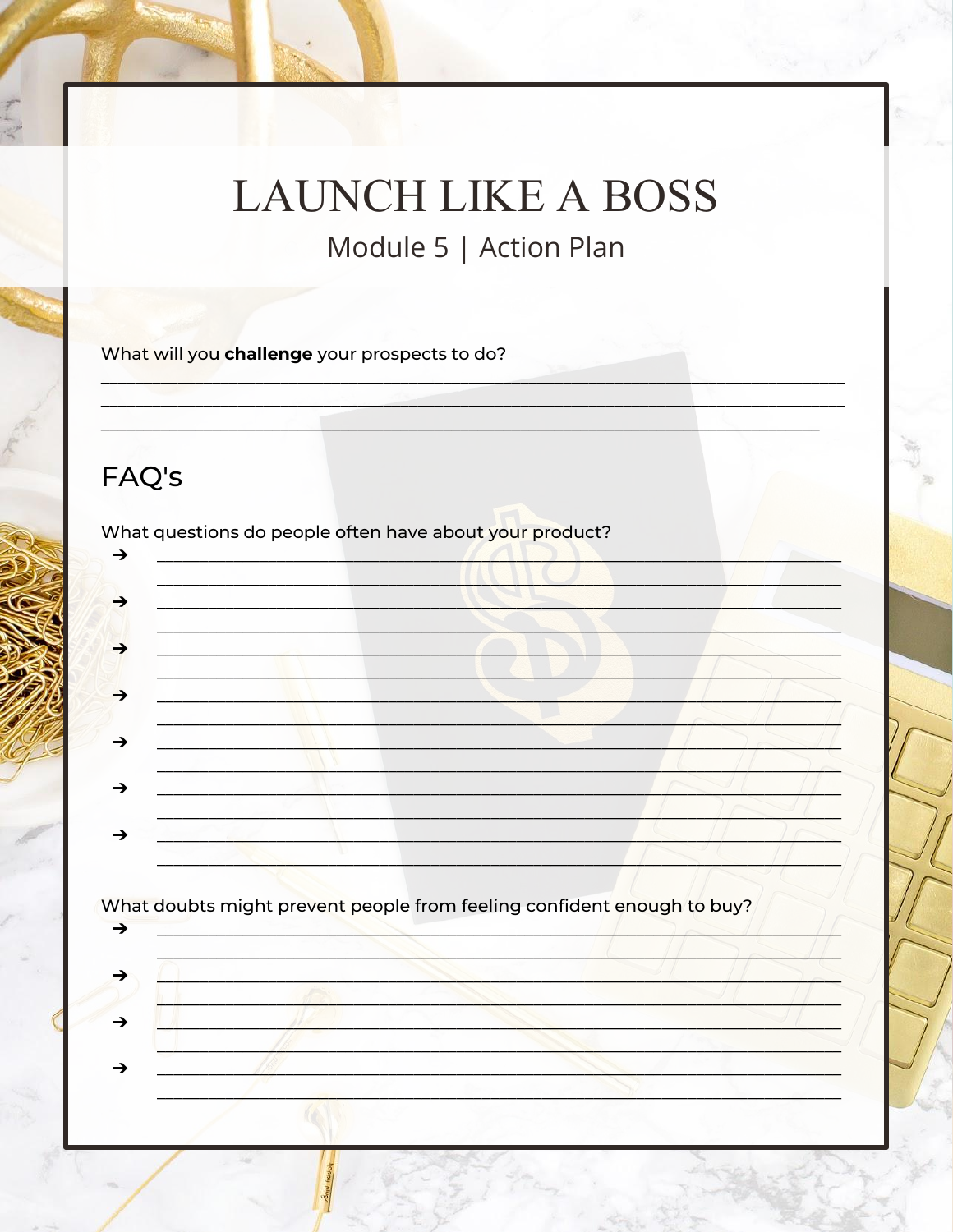# LAUNCH LIKE A BOSS

Module 5 | Action Plan

What will you **challenge** your prospects to do?

______________________________________________________________________________

______________________________________________________________________________

____________________________________________________________________________

## FAQ's

What questions do people often have about your product?

- ➔ ______________________________________________________________________
  ______________________________________________________________________
- ➔ ______________________________________________________________________
  ______________________________________________________________________
- ➔ ______________________________________________________________________
  ______________________________________________________________________
- ➔ ______________________________________________________________________
  ______________________________________________________________________
- ➔ ______________________________________________________________________
  ______________________________________________________________________
- ➔ ______________________________________________________________________
  ______________________________________________________________________
- ➔ ______________________________________________________________________
  ______________________________________________________________________

What doubts might prevent people from feeling confident enough to buy?

- ➔ ______________________________________________________________________
  ______________________________________________________________________
- ➔ ______________________________________________________________________
  ______________________________________________________________________
- ➔ ______________________________________________________________________
  ______________________________________________________________________
- ➔ ______________________________________________________________________
  ______________________________________________________________________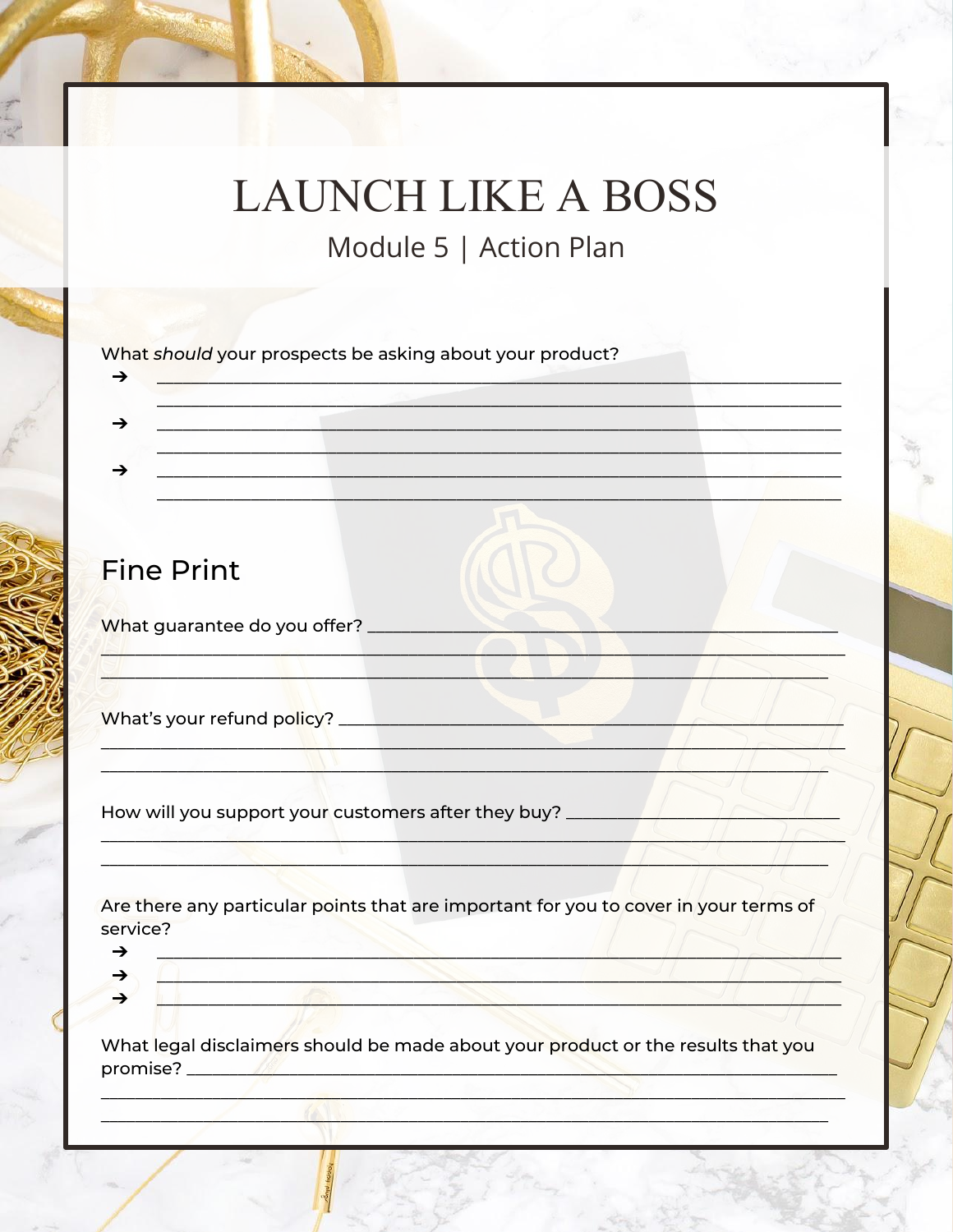# LAUNCH LIKE A BOSS

## Module 5 | Action Plan

What *should* your prospects be asking about your product?

- ➔ ______________________________________________________________________
  ______________________________________________________________________
- ➔ ______________________________________________________________________
  ______________________________________________________________________
- ➔ ______________________________________________________________________
  ______________________________________________________________________

## Fine Print

What guarantee do you offer? ______________________________________________
______________________________________________________________________
______________________________________________________________________

What's your refund policy? ________________________________________________
______________________________________________________________________
______________________________________________________________________

How will you support your customers after they buy? ________________________
______________________________________________________________________
______________________________________________________________________

Are there any particular points that are important for you to cover in your terms of service?

- ➔ ______________________________________________________________________
- ➔ ______________________________________________________________________
- ➔ ______________________________________________________________________

What legal disclaimers should be made about your product or the results that you promise? ______________________________________________________________
______________________________________________________________________
______________________________________________________________________